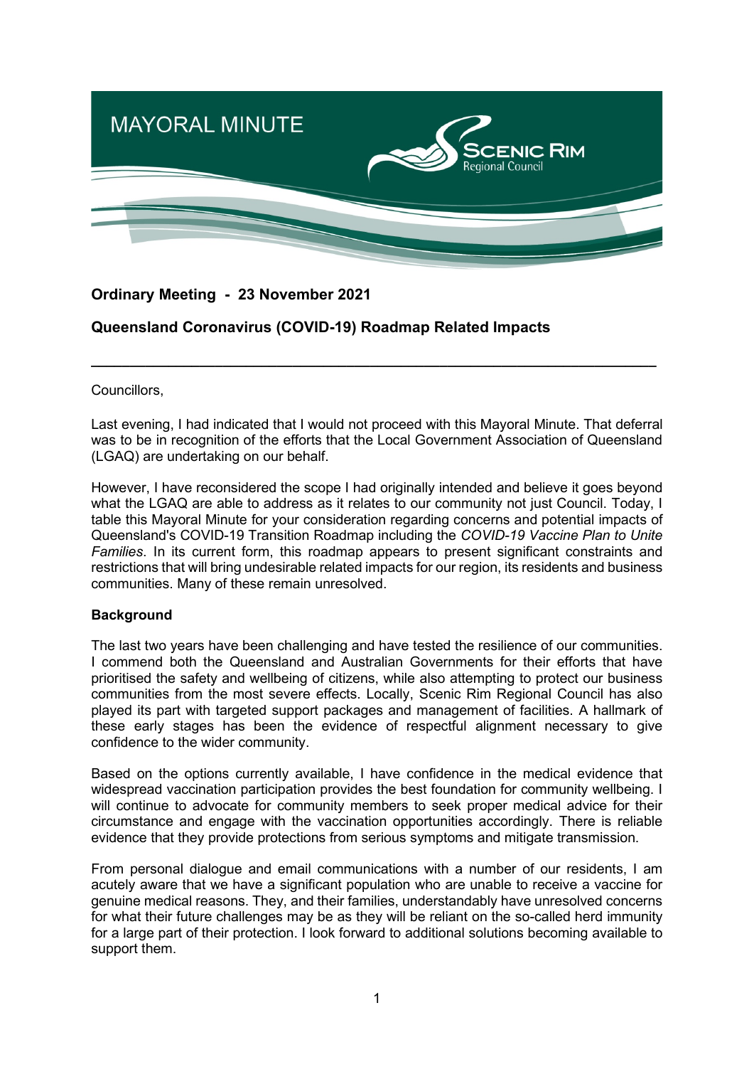# MAYORAL MINUTE

Scenic Rim Regional Council

## Ordinary Meeting - 23 November 2021

## Queensland Coronavirus (COVID-19) Roadmap Related Impacts

---

Councillors,

Last evening, I had indicated that I would not proceed with this Mayoral Minute. That deferral was to be in recognition of the efforts that the Local Government Association of Queensland (LGAQ) are undertaking on our behalf.

However, I have reconsidered the scope I had originally intended and believe it goes beyond what the LGAQ are able to address as it relates to our community not just Council. Today, I table this Mayoral Minute for your consideration regarding concerns and potential impacts of Queensland's COVID-19 Transition Roadmap including the *COVID-19 Vaccine Plan to Unite Families*. In its current form, this roadmap appears to present significant constraints and restrictions that will bring undesirable related impacts for our region, its residents and business communities. Many of these remain unresolved.

**Background**

The last two years have been challenging and have tested the resilience of our communities. I commend both the Queensland and Australian Governments for their efforts that have prioritised the safety and wellbeing of citizens, while also attempting to protect our business communities from the most severe effects. Locally, Scenic Rim Regional Council has also played its part with targeted support packages and management of facilities. A hallmark of these early stages has been the evidence of respectful alignment necessary to give confidence to the wider community.

Based on the options currently available, I have confidence in the medical evidence that widespread vaccination participation provides the best foundation for community wellbeing. I will continue to advocate for community members to seek proper medical advice for their circumstance and engage with the vaccination opportunities accordingly. There is reliable evidence that they provide protections from serious symptoms and mitigate transmission.

From personal dialogue and email communications with a number of our residents, I am acutely aware that we have a significant population who are unable to receive a vaccine for genuine medical reasons. They, and their families, understandably have unresolved concerns for what their future challenges may be as they will be reliant on the so-called herd immunity for a large part of their protection. I look forward to additional solutions becoming available to support them.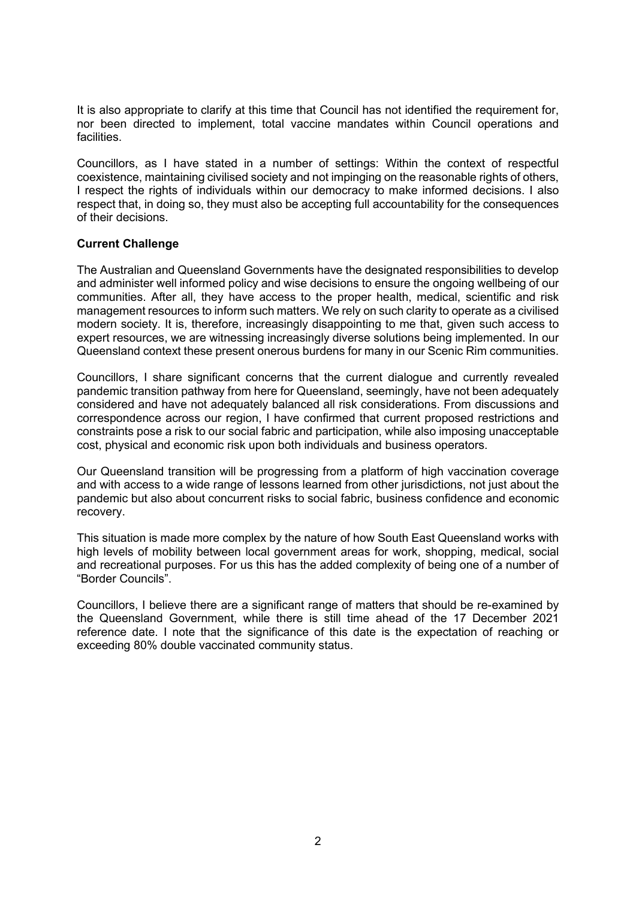It is also appropriate to clarify at this time that Council has not identified the requirement for, nor been directed to implement, total vaccine mandates within Council operations and facilities.

Councillors, as I have stated in a number of settings: Within the context of respectful coexistence, maintaining civilised society and not impinging on the reasonable rights of others, I respect the rights of individuals within our democracy to make informed decisions. I also respect that, in doing so, they must also be accepting full accountability for the consequences of their decisions.

**Current Challenge**

The Australian and Queensland Governments have the designated responsibilities to develop and administer well informed policy and wise decisions to ensure the ongoing wellbeing of our communities. After all, they have access to the proper health, medical, scientific and risk management resources to inform such matters. We rely on such clarity to operate as a civilised modern society. It is, therefore, increasingly disappointing to me that, given such access to expert resources, we are witnessing increasingly diverse solutions being implemented. In our Queensland context these present onerous burdens for many in our Scenic Rim communities.

Councillors, I share significant concerns that the current dialogue and currently revealed pandemic transition pathway from here for Queensland, seemingly, have not been adequately considered and have not adequately balanced all risk considerations. From discussions and correspondence across our region, I have confirmed that current proposed restrictions and constraints pose a risk to our social fabric and participation, while also imposing unacceptable cost, physical and economic risk upon both individuals and business operators.

Our Queensland transition will be progressing from a platform of high vaccination coverage and with access to a wide range of lessons learned from other jurisdictions, not just about the pandemic but also about concurrent risks to social fabric, business confidence and economic recovery.

This situation is made more complex by the nature of how South East Queensland works with high levels of mobility between local government areas for work, shopping, medical, social and recreational purposes. For us this has the added complexity of being one of a number of "Border Councils".

Councillors, I believe there are a significant range of matters that should be re-examined by the Queensland Government, while there is still time ahead of the 17 December 2021 reference date. I note that the significance of this date is the expectation of reaching or exceeding 80% double vaccinated community status.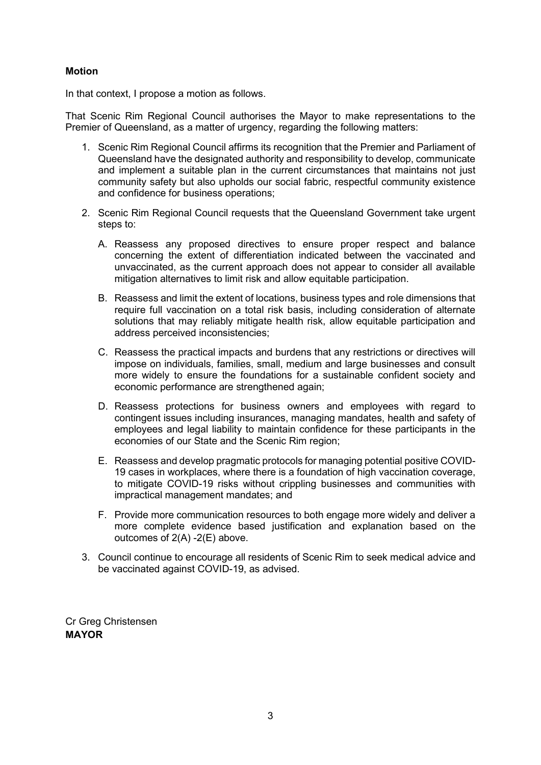**Motion**

In that context, I propose a motion as follows.

That Scenic Rim Regional Council authorises the Mayor to make representations to the Premier of Queensland, as a matter of urgency, regarding the following matters:

1. Scenic Rim Regional Council affirms its recognition that the Premier and Parliament of Queensland have the designated authority and responsibility to develop, communicate and implement a suitable plan in the current circumstances that maintains not just community safety but also upholds our social fabric, respectful community existence and confidence for business operations;

2. Scenic Rim Regional Council requests that the Queensland Government take urgent steps to:

   A. Reassess any proposed directives to ensure proper respect and balance concerning the extent of differentiation indicated between the vaccinated and unvaccinated, as the current approach does not appear to consider all available mitigation alternatives to limit risk and allow equitable participation.

   B. Reassess and limit the extent of locations, business types and role dimensions that require full vaccination on a total risk basis, including consideration of alternate solutions that may reliably mitigate health risk, allow equitable participation and address perceived inconsistencies;

   C. Reassess the practical impacts and burdens that any restrictions or directives will impose on individuals, families, small, medium and large businesses and consult more widely to ensure the foundations for a sustainable confident society and economic performance are strengthened again;

   D. Reassess protections for business owners and employees with regard to contingent issues including insurances, managing mandates, health and safety of employees and legal liability to maintain confidence for these participants in the economies of our State and the Scenic Rim region;

   E. Reassess and develop pragmatic protocols for managing potential positive COVID-19 cases in workplaces, where there is a foundation of high vaccination coverage, to mitigate COVID-19 risks without crippling businesses and communities with impractical management mandates; and

   F. Provide more communication resources to both engage more widely and deliver a more complete evidence based justification and explanation based on the outcomes of 2(A) -2(E) above.

3. Council continue to encourage all residents of Scenic Rim to seek medical advice and be vaccinated against COVID-19, as advised.

Cr Greg Christensen
**MAYOR**